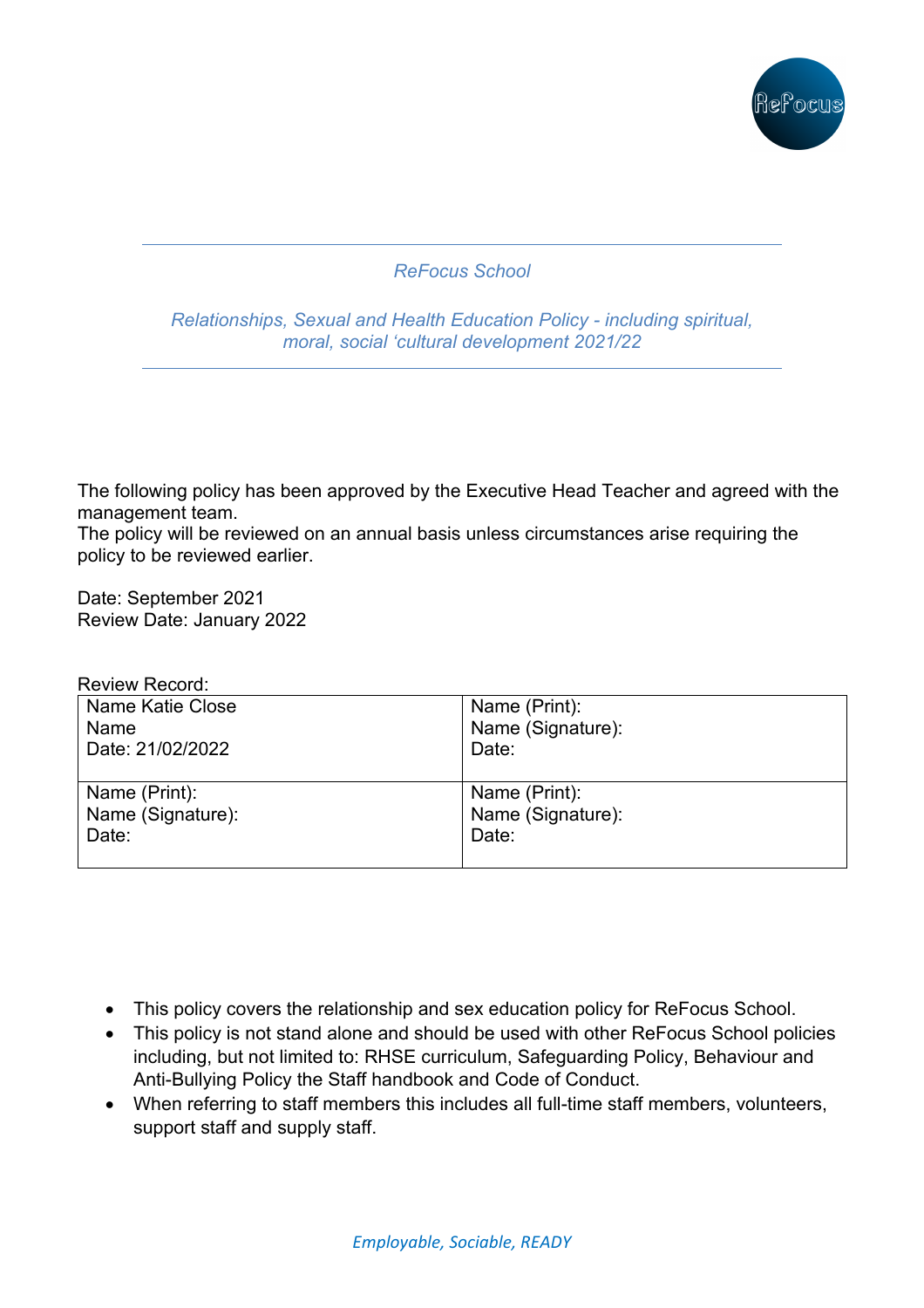*ReFocus School*

*Relationships, Sexual and Health Education Policy - including spiritual, moral, social 'cultural development 2021/22*

---

The following policy has been approved by the Executive Head Teacher and agreed with the management team.
The policy will be reviewed on an annual basis unless circumstances arise requiring the policy to be reviewed earlier.

Date: September 2021
Review Date: January 2022

Review Record:

| | |
|---|---|
| Name Katie Close<br>Name<br>Date: 21/02/2022 | Name (Print):<br>Name (Signature):<br>Date: |
| Name (Print):<br>Name (Signature):<br>Date: | Name (Print):<br>Name (Signature):<br>Date: |

- This policy covers the relationship and sex education policy for ReFocus School.
- This policy is not stand alone and should be used with other ReFocus School policies including, but not limited to: RHSE curriculum, Safeguarding Policy, Behaviour and Anti-Bullying Policy the Staff handbook and Code of Conduct.
- When referring to staff members this includes all full-time staff members, volunteers, support staff and supply staff.

*Employable, Sociable, READY*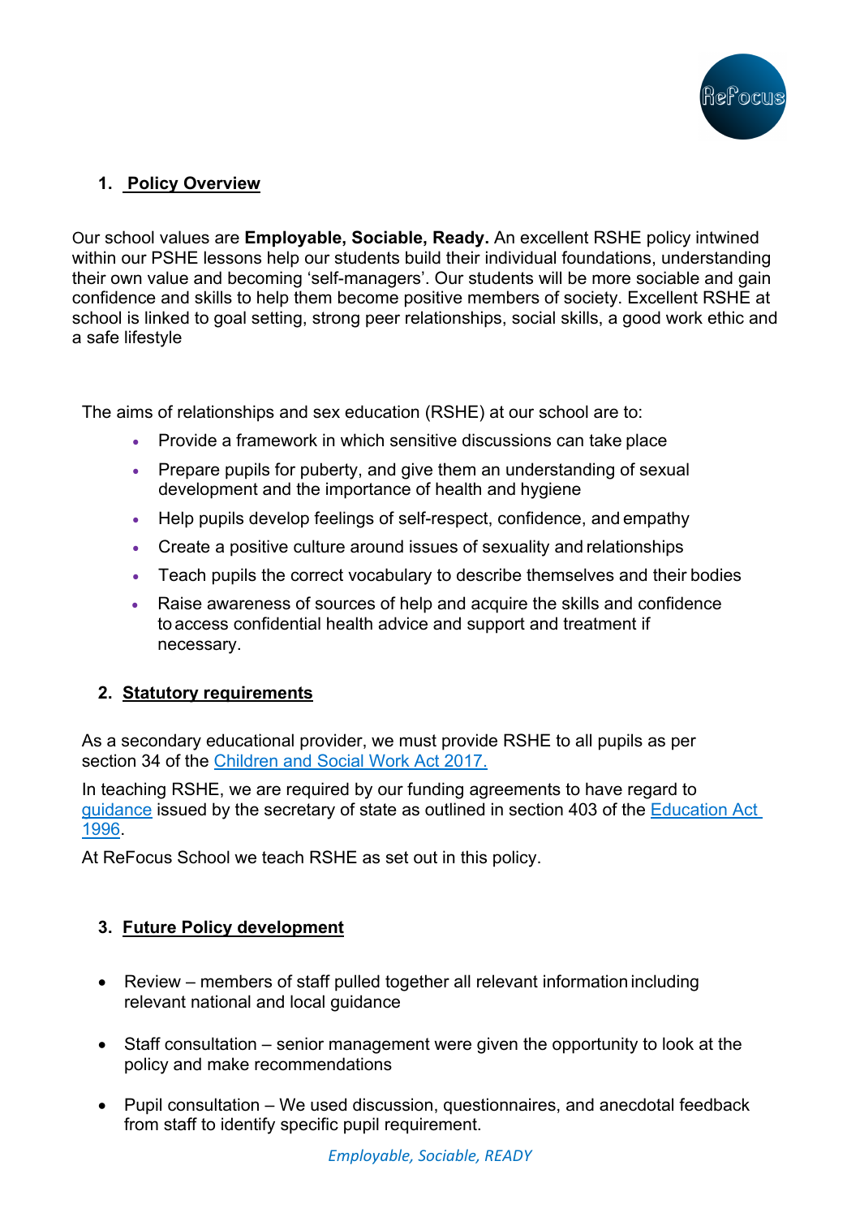## 1. Policy Overview

Our school values are **Employable, Sociable, Ready.** An excellent RSHE policy intwined within our PSHE lessons help our students build their individual foundations, understanding their own value and becoming 'self-managers'. Our students will be more sociable and gain confidence and skills to help them become positive members of society. Excellent RSHE at school is linked to goal setting, strong peer relationships, social skills, a good work ethic and a safe lifestyle

The aims of relationships and sex education (RSHE) at our school are to:

- Provide a framework in which sensitive discussions can take place
- Prepare pupils for puberty, and give them an understanding of sexual development and the importance of health and hygiene
- Help pupils develop feelings of self-respect, confidence, and empathy
- Create a positive culture around issues of sexuality and relationships
- Teach pupils the correct vocabulary to describe themselves and their bodies
- Raise awareness of sources of help and acquire the skills and confidence to access confidential health advice and support and treatment if necessary.

## 2. Statutory requirements

As a secondary educational provider, we must provide RSHE to all pupils as per section 34 of the Children and Social Work Act 2017.

In teaching RSHE, we are required by our funding agreements to have regard to guidance issued by the secretary of state as outlined in section 403 of the Education Act 1996.

At ReFocus School we teach RSHE as set out in this policy.

## 3. Future Policy development

- Review – members of staff pulled together all relevant information including relevant national and local guidance
- Staff consultation – senior management were given the opportunity to look at the policy and make recommendations
- Pupil consultation – We used discussion, questionnaires, and anecdotal feedback from staff to identify specific pupil requirement.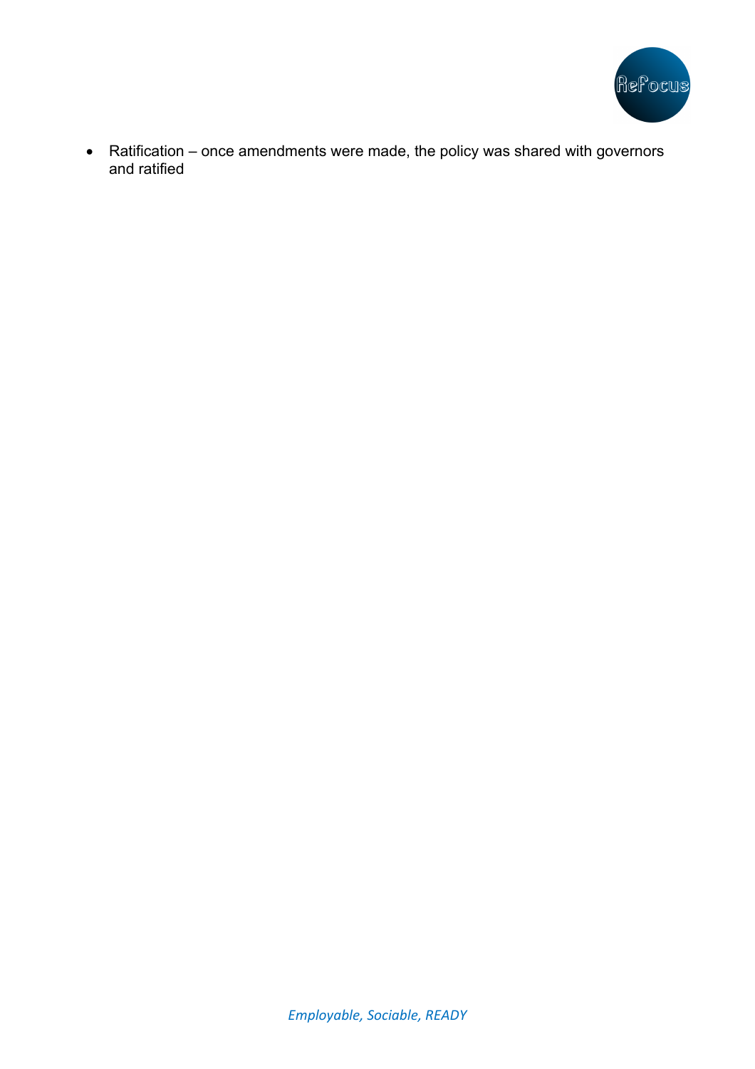- Ratification – once amendments were made, the policy was shared with governors and ratified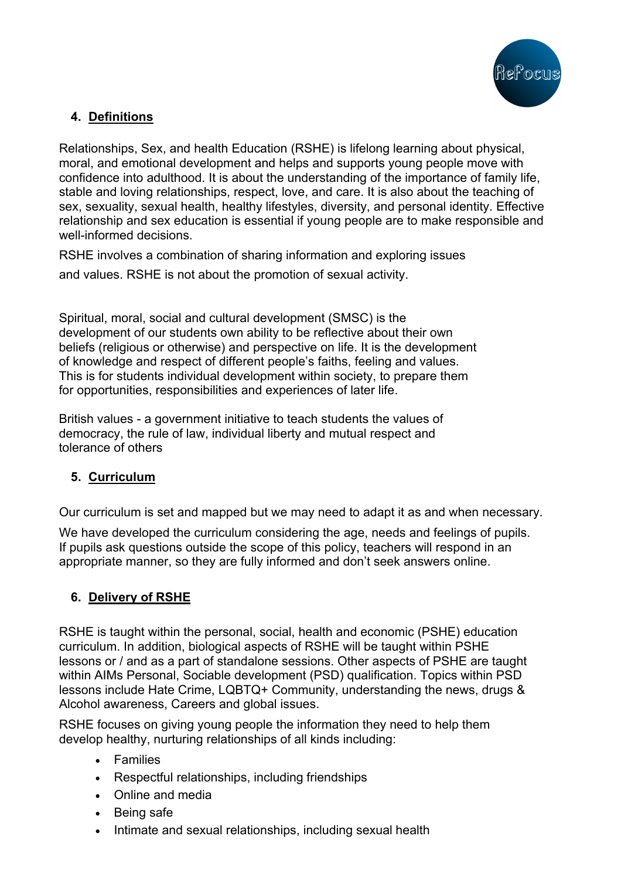## 4. Definitions

Relationships, Sex, and health Education (RSHE) is lifelong learning about physical, moral, and emotional development and helps and supports young people move with confidence into adulthood. It is about the understanding of the importance of family life, stable and loving relationships, respect, love, and care. It is also about the teaching of sex, sexuality, sexual health, healthy lifestyles, diversity, and personal identity. Effective relationship and sex education is essential if young people are to make responsible and well-informed decisions.

RSHE involves a combination of sharing information and exploring issues and values. RSHE is not about the promotion of sexual activity.

Spiritual, moral, social and cultural development (SMSC) is the development of our students own ability to be reflective about their own beliefs (religious or otherwise) and perspective on life. It is the development of knowledge and respect of different people's faiths, feeling and values. This is for students individual development within society, to prepare them for opportunities, responsibilities and experiences of later life.

British values - a government initiative to teach students the values of democracy, the rule of law, individual liberty and mutual respect and tolerance of others

## 5. Curriculum

Our curriculum is set and mapped but we may need to adapt it as and when necessary.

We have developed the curriculum considering the age, needs and feelings of pupils. If pupils ask questions outside the scope of this policy, teachers will respond in an appropriate manner, so they are fully informed and don't seek answers online.

## 6. Delivery of RSHE

RSHE is taught within the personal, social, health and economic (PSHE) education curriculum. In addition, biological aspects of RSHE will be taught within PSHE lessons or / and as a part of standalone sessions. Other aspects of PSHE are taught within AIMs Personal, Sociable development (PSD) qualification. Topics within PSD lessons include Hate Crime, LQBTQ+ Community, understanding the news, drugs & Alcohol awareness, Careers and global issues.

RSHE focuses on giving young people the information they need to help them develop healthy, nurturing relationships of all kinds including:

- Families
- Respectful relationships, including friendships
- Online and media
- Being safe
- Intimate and sexual relationships, including sexual health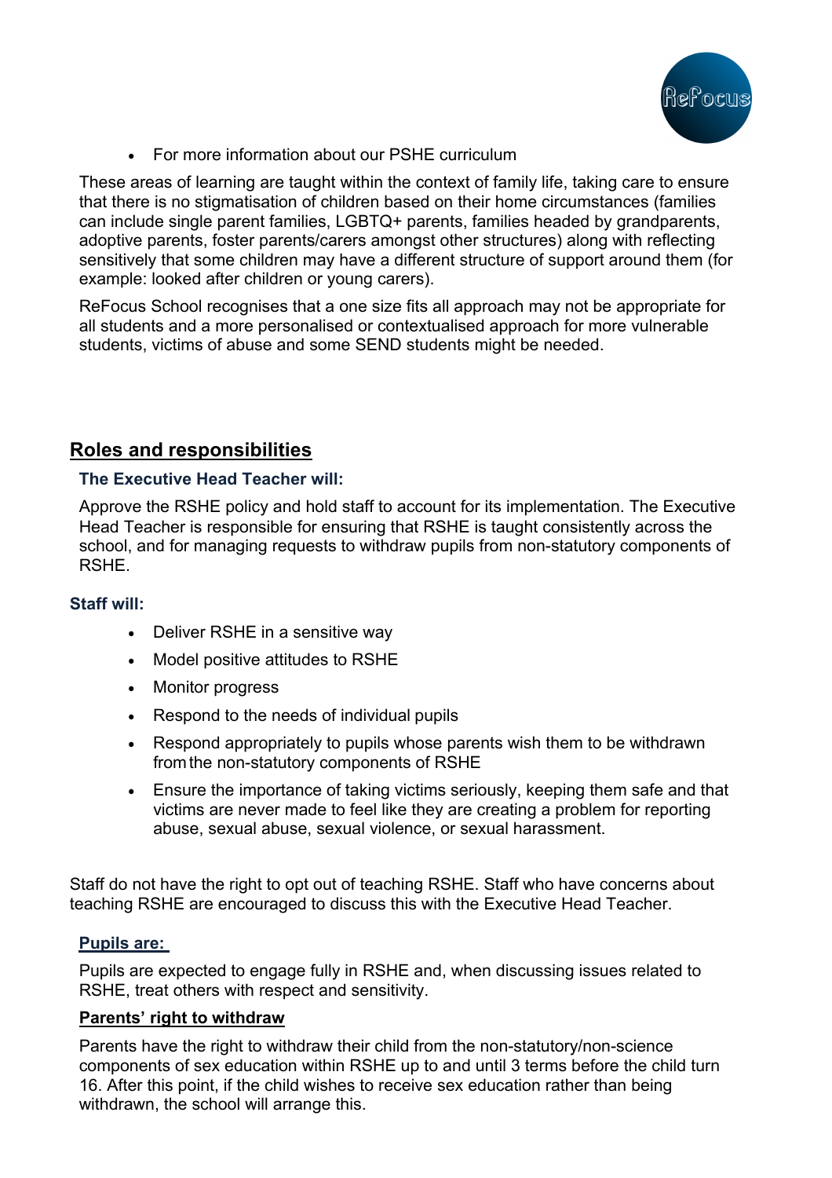- For more information about our PSHE curriculum

These areas of learning are taught within the context of family life, taking care to ensure that there is no stigmatisation of children based on their home circumstances (families can include single parent families, LGBTQ+ parents, families headed by grandparents, adoptive parents, foster parents/carers amongst other structures) along with reflecting sensitively that some children may have a different structure of support around them (for example: looked after children or young carers).

ReFocus School recognises that a one size fits all approach may not be appropriate for all students and a more personalised or contextualised approach for more vulnerable students, victims of abuse and some SEND students might be needed.

## Roles and responsibilities

### The Executive Head Teacher will:

Approve the RSHE policy and hold staff to account for its implementation. The Executive Head Teacher is responsible for ensuring that RSHE is taught consistently across the school, and for managing requests to withdraw pupils from non-statutory components of RSHE.

### Staff will:

- Deliver RSHE in a sensitive way
- Model positive attitudes to RSHE
- Monitor progress
- Respond to the needs of individual pupils
- Respond appropriately to pupils whose parents wish them to be withdrawn from the non-statutory components of RSHE
- Ensure the importance of taking victims seriously, keeping them safe and that victims are never made to feel like they are creating a problem for reporting abuse, sexual abuse, sexual violence, or sexual harassment.

Staff do not have the right to opt out of teaching RSHE. Staff who have concerns about teaching RSHE are encouraged to discuss this with the Executive Head Teacher.

### Pupils are:

Pupils are expected to engage fully in RSHE and, when discussing issues related to RSHE, treat others with respect and sensitivity.

### Parents' right to withdraw

Parents have the right to withdraw their child from the non-statutory/non-science components of sex education within RSHE up to and until 3 terms before the child turn 16. After this point, if the child wishes to receive sex education rather than being withdrawn, the school will arrange this.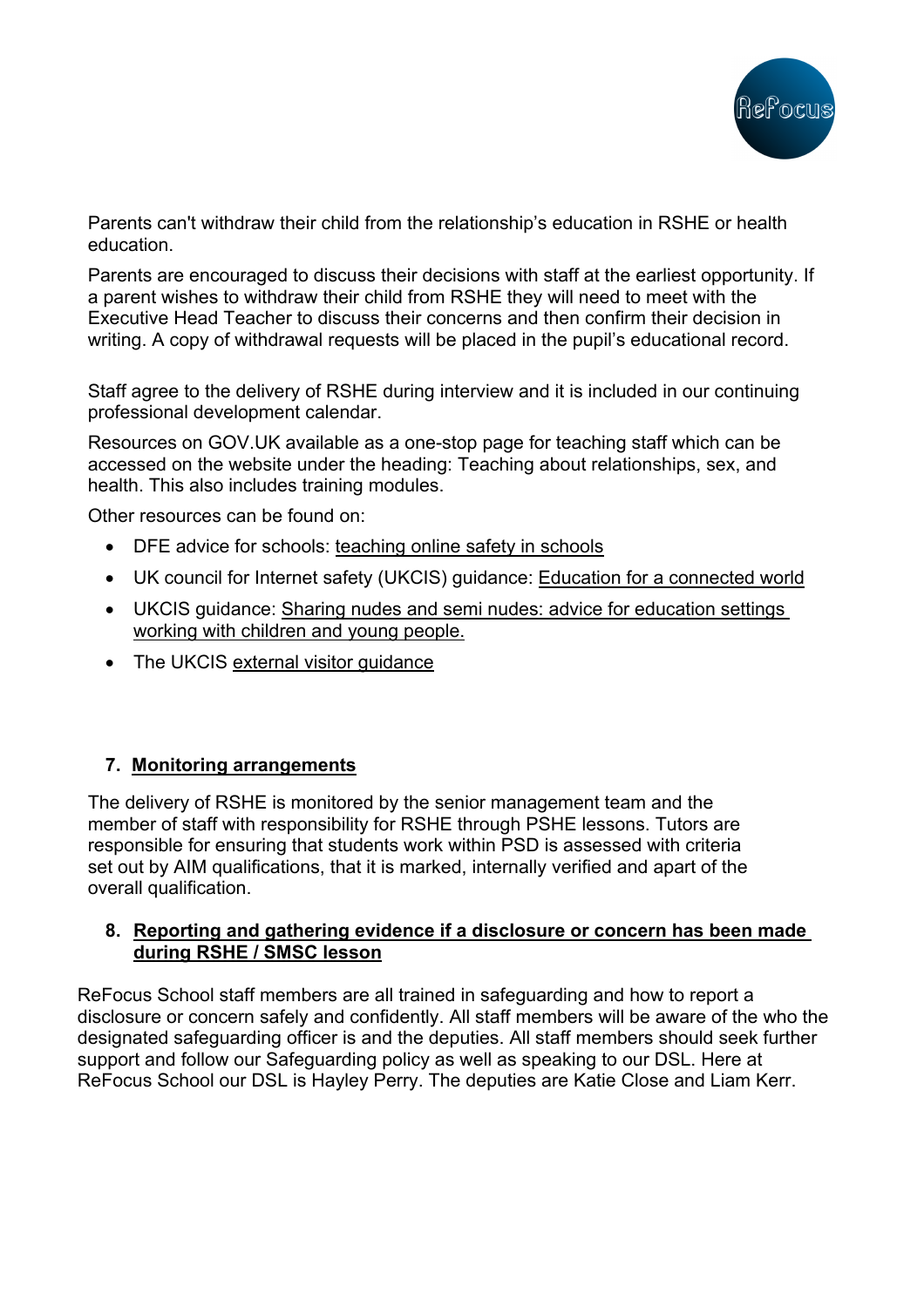Parents can't withdraw their child from the relationship's education in RSHE or health education.

Parents are encouraged to discuss their decisions with staff at the earliest opportunity. If a parent wishes to withdraw their child from RSHE they will need to meet with the Executive Head Teacher to discuss their concerns and then confirm their decision in writing. A copy of withdrawal requests will be placed in the pupil's educational record.

Staff agree to the delivery of RSHE during interview and it is included in our continuing professional development calendar.

Resources on GOV.UK available as a one-stop page for teaching staff which can be accessed on the website under the heading: Teaching about relationships, sex, and health. This also includes training modules.

Other resources can be found on:

- DFE advice for schools: teaching online safety in schools
- UK council for Internet safety (UKCIS) guidance: Education for a connected world
- UKCIS guidance: Sharing nudes and semi nudes: advice for education settings working with children and young people.
- The UKCIS external visitor guidance

## 7. Monitoring arrangements

The delivery of RSHE is monitored by the senior management team and the member of staff with responsibility for RSHE through PSHE lessons. Tutors are responsible for ensuring that students work within PSD is assessed with criteria set out by AIM qualifications, that it is marked, internally verified and apart of the overall qualification.

## 8. Reporting and gathering evidence if a disclosure or concern has been made during RSHE / SMSC lesson

ReFocus School staff members are all trained in safeguarding and how to report a disclosure or concern safely and confidently. All staff members will be aware of the who the designated safeguarding officer is and the deputies. All staff members should seek further support and follow our Safeguarding policy as well as speaking to our DSL. Here at ReFocus School our DSL is Hayley Perry. The deputies are Katie Close and Liam Kerr.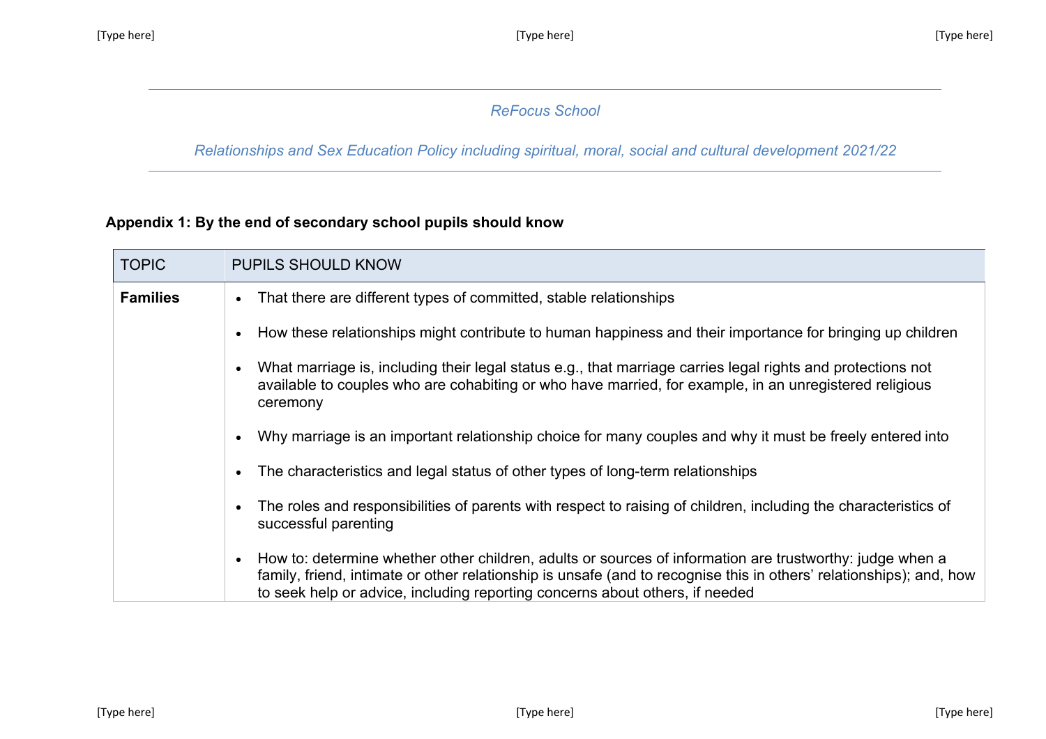*ReFocus School*

*Relationships and Sex Education Policy including spiritual, moral, social and cultural development 2021/22*

**Appendix 1: By the end of secondary school pupils should know**

| TOPIC | PUPILS SHOULD KNOW |
|---|---|
| **Families** | • That there are different types of committed, stable relationships<br>• How these relationships might contribute to human happiness and their importance for bringing up children<br>• What marriage is, including their legal status e.g., that marriage carries legal rights and protections not available to couples who are cohabiting or who have married, for example, in an unregistered religious ceremony<br>• Why marriage is an important relationship choice for many couples and why it must be freely entered into<br>• The characteristics and legal status of other types of long-term relationships<br>• The roles and responsibilities of parents with respect to raising of children, including the characteristics of successful parenting<br>• How to: determine whether other children, adults or sources of information are trustworthy: judge when a family, friend, intimate or other relationship is unsafe (and to recognise this in others' relationships); and, how to seek help or advice, including reporting concerns about others, if needed |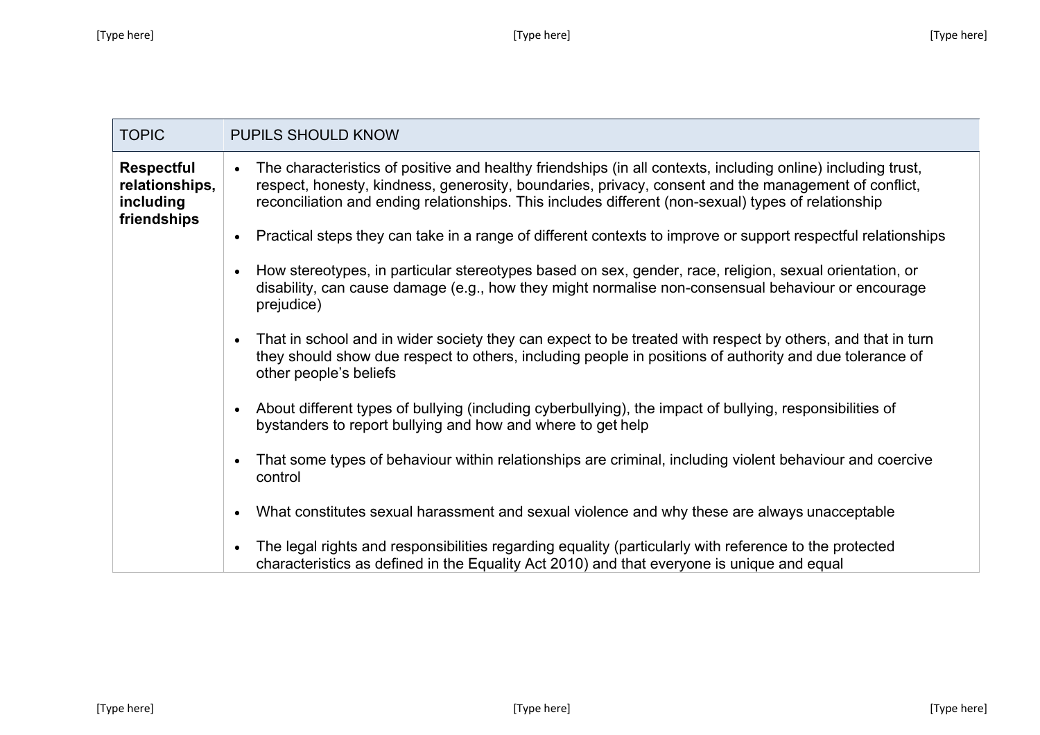| TOPIC | PUPILS SHOULD KNOW |
| --- | --- |
| **Respectful relationships, including friendships** | • The characteristics of positive and healthy friendships (in all contexts, including online) including trust, respect, honesty, kindness, generosity, boundaries, privacy, consent and the management of conflict, reconciliation and ending relationships. This includes different (non-sexual) types of relationship<br><br>• Practical steps they can take in a range of different contexts to improve or support respectful relationships<br><br>• How stereotypes, in particular stereotypes based on sex, gender, race, religion, sexual orientation, or disability, can cause damage (e.g., how they might normalise non-consensual behaviour or encourage prejudice)<br><br>• That in school and in wider society they can expect to be treated with respect by others, and that in turn they should show due respect to others, including people in positions of authority and due tolerance of other people's beliefs<br><br>• About different types of bullying (including cyberbullying), the impact of bullying, responsibilities of bystanders to report bullying and how and where to get help<br><br>• That some types of behaviour within relationships are criminal, including violent behaviour and coercive control<br><br>• What constitutes sexual harassment and sexual violence and why these are always unacceptable<br><br>• The legal rights and responsibilities regarding equality (particularly with reference to the protected characteristics as defined in the Equality Act 2010) and that everyone is unique and equal |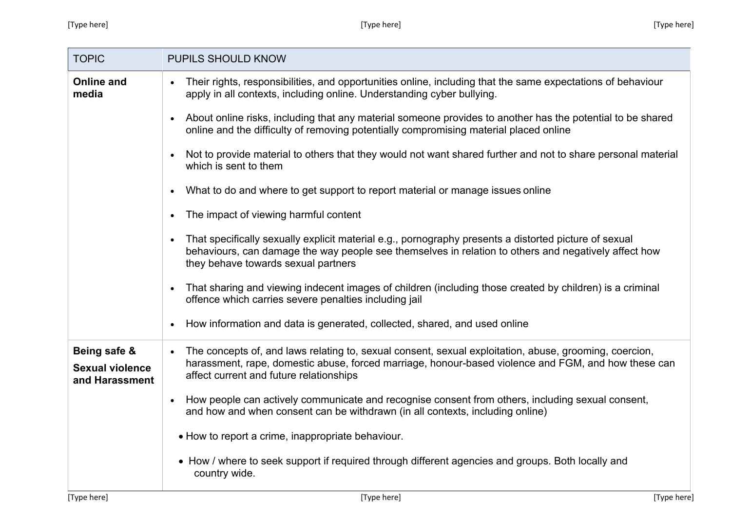| TOPIC | PUPILS SHOULD KNOW |
|---|---|
| **Online and media** | • Their rights, responsibilities, and opportunities online, including that the same expectations of behaviour apply in all contexts, including online. Understanding cyber bullying.<br>• About online risks, including that any material someone provides to another has the potential to be shared online and the difficulty of removing potentially compromising material placed online<br>• Not to provide material to others that they would not want shared further and not to share personal material which is sent to them<br>• What to do and where to get support to report material or manage issues online<br>• The impact of viewing harmful content<br>• That specifically sexually explicit material e.g., pornography presents a distorted picture of sexual behaviours, can damage the way people see themselves in relation to others and negatively affect how they behave towards sexual partners<br>• That sharing and viewing indecent images of children (including those created by children) is a criminal offence which carries severe penalties including jail<br>• How information and data is generated, collected, shared, and used online |
| **Being safe & Sexual violence and Harassment** | • The concepts of, and laws relating to, sexual consent, sexual exploitation, abuse, grooming, coercion, harassment, rape, domestic abuse, forced marriage, honour-based violence and FGM, and how these can affect current and future relationships<br>• How people can actively communicate and recognise consent from others, including sexual consent, and how and when consent can be withdrawn (in all contexts, including online)<br>• How to report a crime, inappropriate behaviour.<br>• How / where to seek support if required through different agencies and groups. Both locally and country wide. |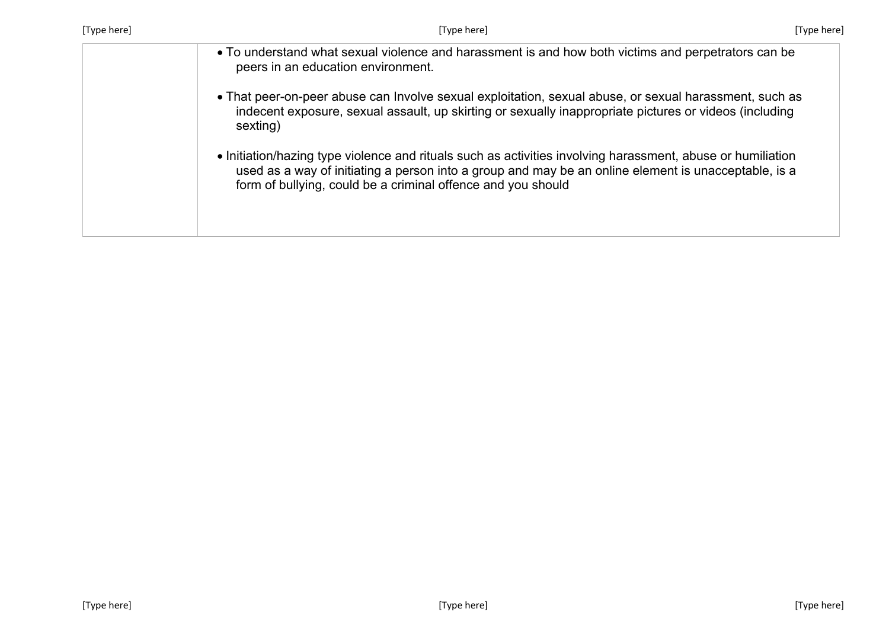|  |  |
|---|---|
|  | • To understand what sexual violence and harassment is and how both victims and perpetrators can be peers in an education environment.<br><br>• That peer-on-peer abuse can Involve sexual exploitation, sexual abuse, or sexual harassment, such as indecent exposure, sexual assault, up skirting or sexually inappropriate pictures or videos (including sexting)<br><br>• Initiation/hazing type violence and rituals such as activities involving harassment, abuse or humiliation used as a way of initiating a person into a group and may be an online element is unacceptable, is a form of bullying, could be a criminal offence and you should |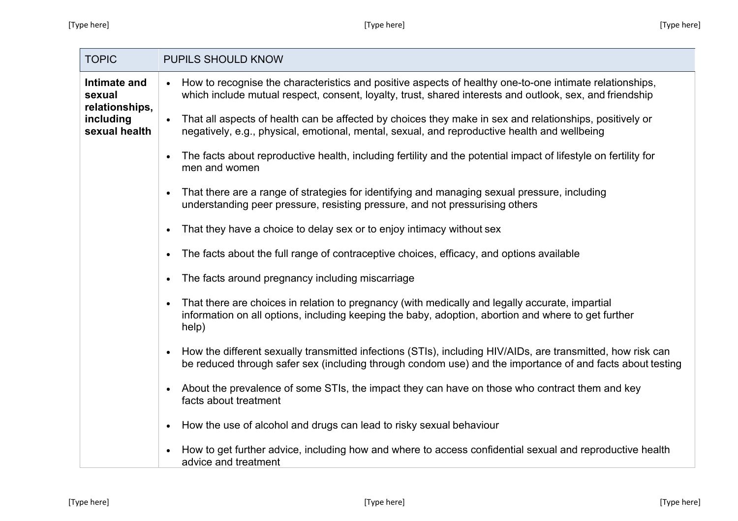| TOPIC | PUPILS SHOULD KNOW |
|---|---|
| **Intimate and sexual relationships, including sexual health** | • How to recognise the characteristics and positive aspects of healthy one-to-one intimate relationships, which include mutual respect, consent, loyalty, trust, shared interests and outlook, sex, and friendship<br>• That all aspects of health can be affected by choices they make in sex and relationships, positively or negatively, e.g., physical, emotional, mental, sexual, and reproductive health and wellbeing<br>• The facts about reproductive health, including fertility and the potential impact of lifestyle on fertility for men and women<br>• That there are a range of strategies for identifying and managing sexual pressure, including understanding peer pressure, resisting pressure, and not pressurising others<br>• That they have a choice to delay sex or to enjoy intimacy without sex<br>• The facts about the full range of contraceptive choices, efficacy, and options available<br>• The facts around pregnancy including miscarriage<br>• That there are choices in relation to pregnancy (with medically and legally accurate, impartial information on all options, including keeping the baby, adoption, abortion and where to get further help)<br>• How the different sexually transmitted infections (STIs), including HIV/AIDs, are transmitted, how risk can be reduced through safer sex (including through condom use) and the importance of and facts about testing<br>• About the prevalence of some STIs, the impact they can have on those who contract them and key facts about treatment<br>• How the use of alcohol and drugs can lead to risky sexual behaviour<br>• How to get further advice, including how and where to access confidential sexual and reproductive health advice and treatment |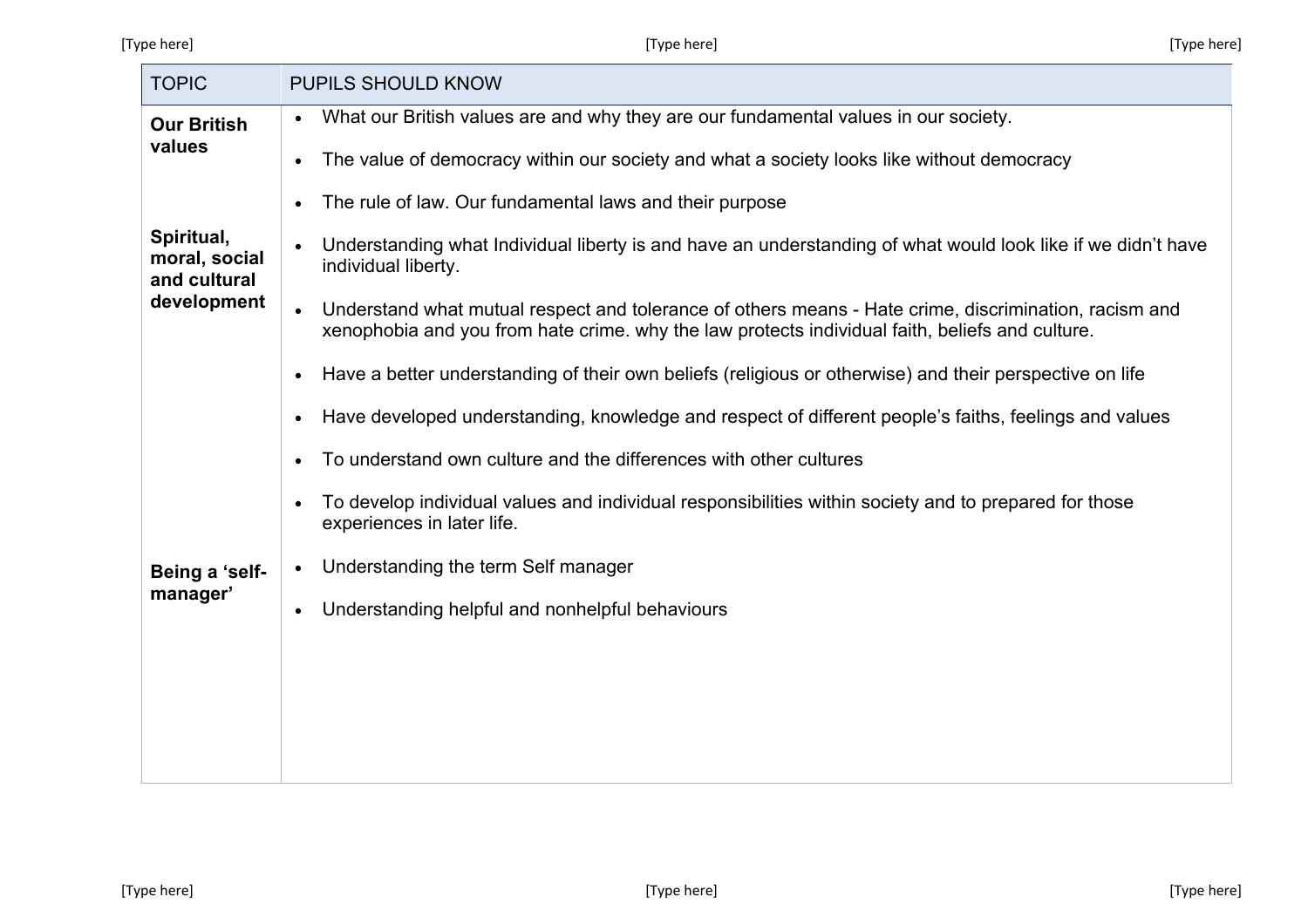| TOPIC | PUPILS SHOULD KNOW |
|---|---|
| **Our British values** | • What our British values are and why they are our fundamental values in our society.<br>• The value of democracy within our society and what a society looks like without democracy<br>• The rule of law. Our fundamental laws and their purpose<br>• Understanding what Individual liberty is and have an understanding of what would look like if we didn't have individual liberty.<br>• Understand what mutual respect and tolerance of others means - Hate crime, discrimination, racism and xenophobia and you from hate crime. why the law protects individual faith, beliefs and culture. |
| **Spiritual, moral, social and cultural development** | • Have a better understanding of their own beliefs (religious or otherwise) and their perspective on life<br>• Have developed understanding, knowledge and respect of different people's faiths, feelings and values<br>• To understand own culture and the differences with other cultures<br>• To develop individual values and individual responsibilities within society and to prepared for those experiences in later life. |
| **Being a 'self-manager'** | • Understanding the term Self manager<br>• Understanding helpful and nonhelpful behaviours |